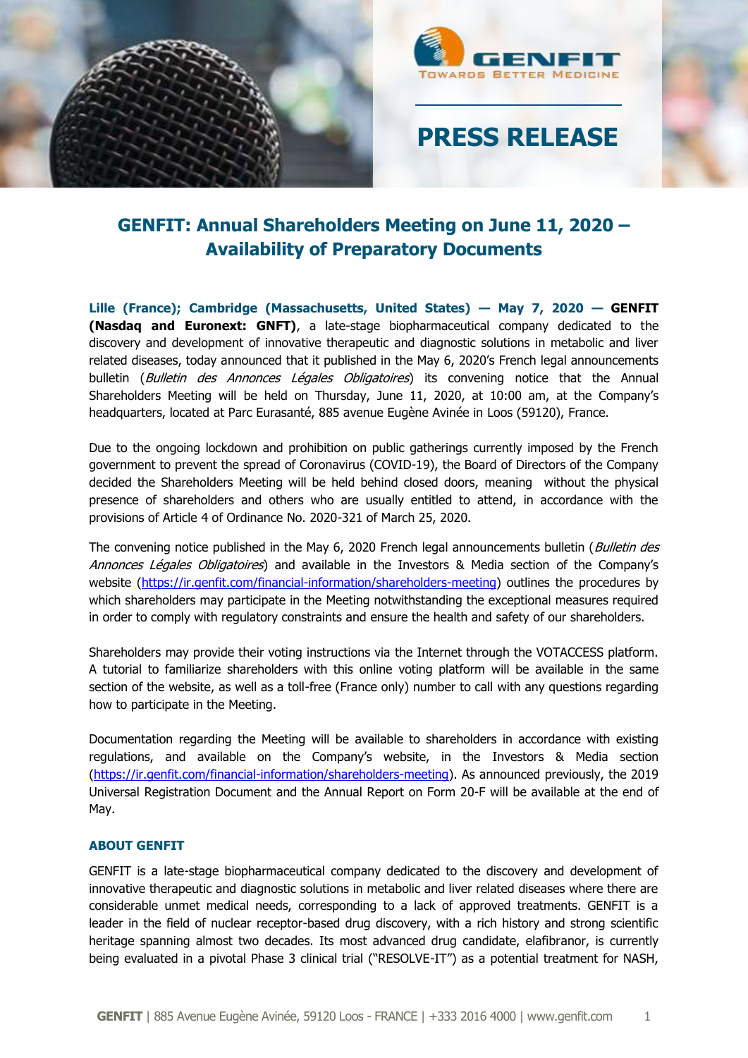# PRESS RELEASE

## GENFIT: Annual Shareholders Meeting on June 11, 2020 – Availability of Preparatory Documents

**Lille (France); Cambridge (Massachusetts, United States) — May 7, 2020 — GENFIT (Nasdaq and Euronext: GNFT)**, a late-stage biopharmaceutical company dedicated to the discovery and development of innovative therapeutic and diagnostic solutions in metabolic and liver related diseases, today announced that it published in the May 6, 2020's French legal announcements bulletin (*Bulletin des Annonces Légales Obligatoires*) its convening notice that the Annual Shareholders Meeting will be held on Thursday, June 11, 2020, at 10:00 am, at the Company's headquarters, located at Parc Eurasanté, 885 avenue Eugène Avinée in Loos (59120), France.

Due to the ongoing lockdown and prohibition on public gatherings currently imposed by the French government to prevent the spread of Coronavirus (COVID-19), the Board of Directors of the Company decided the Shareholders Meeting will be held behind closed doors, meaning without the physical presence of shareholders and others who are usually entitled to attend, in accordance with the provisions of Article 4 of Ordinance No. 2020-321 of March 25, 2020.

The convening notice published in the May 6, 2020 French legal announcements bulletin (*Bulletin des Annonces Légales Obligatoires*) and available in the Investors & Media section of the Company's website (https://ir.genfit.com/financial-information/shareholders-meeting) outlines the procedures by which shareholders may participate in the Meeting notwithstanding the exceptional measures required in order to comply with regulatory constraints and ensure the health and safety of our shareholders.

Shareholders may provide their voting instructions via the Internet through the VOTACCESS platform. A tutorial to familiarize shareholders with this online voting platform will be available in the same section of the website, as well as a toll-free (France only) number to call with any questions regarding how to participate in the Meeting.

Documentation regarding the Meeting will be available to shareholders in accordance with existing regulations, and available on the Company's website, in the Investors & Media section (https://ir.genfit.com/financial-information/shareholders-meeting). As announced previously, the 2019 Universal Registration Document and the Annual Report on Form 20-F will be available at the end of May.

### ABOUT GENFIT

GENFIT is a late-stage biopharmaceutical company dedicated to the discovery and development of innovative therapeutic and diagnostic solutions in metabolic and liver related diseases where there are considerable unmet medical needs, corresponding to a lack of approved treatments. GENFIT is a leader in the field of nuclear receptor-based drug discovery, with a rich history and strong scientific heritage spanning almost two decades. Its most advanced drug candidate, elafibranor, is currently being evaluated in a pivotal Phase 3 clinical trial ("RESOLVE-IT") as a potential treatment for NASH,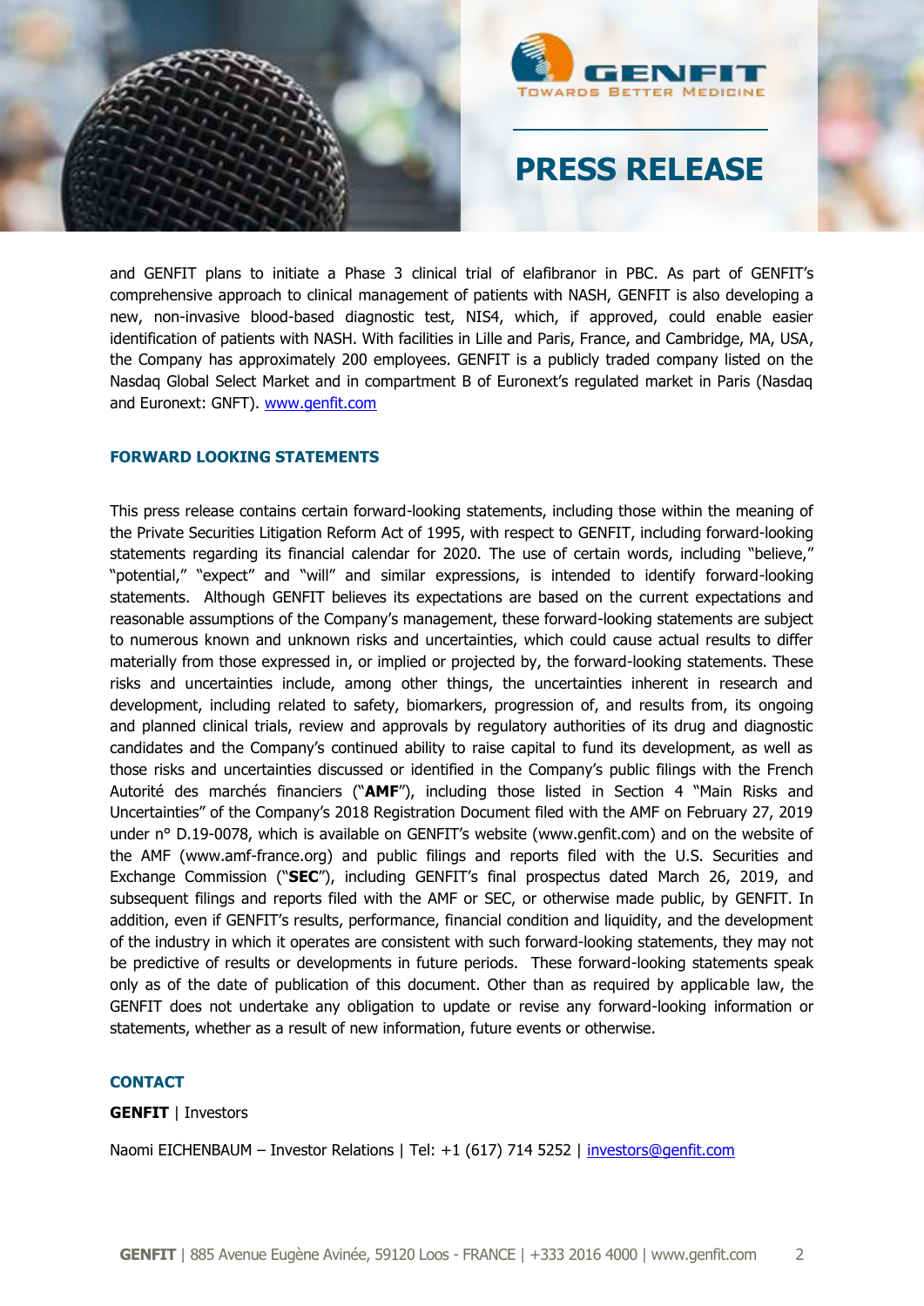and GENFIT plans to initiate a Phase 3 clinical trial of elafibranor in PBC. As part of GENFIT's comprehensive approach to clinical management of patients with NASH, GENFIT is also developing a new, non-invasive blood-based diagnostic test, NIS4, which, if approved, could enable easier identification of patients with NASH. With facilities in Lille and Paris, France, and Cambridge, MA, USA, the Company has approximately 200 employees. GENFIT is a publicly traded company listed on the Nasdaq Global Select Market and in compartment B of Euronext's regulated market in Paris (Nasdaq and Euronext: GNFT). www.genfit.com

## FORWARD LOOKING STATEMENTS

This press release contains certain forward-looking statements, including those within the meaning of the Private Securities Litigation Reform Act of 1995, with respect to GENFIT, including forward-looking statements regarding its financial calendar for 2020. The use of certain words, including "believe," "potential," "expect" and "will" and similar expressions, is intended to identify forward-looking statements. Although GENFIT believes its expectations are based on the current expectations and reasonable assumptions of the Company's management, these forward-looking statements are subject to numerous known and unknown risks and uncertainties, which could cause actual results to differ materially from those expressed in, or implied or projected by, the forward-looking statements. These risks and uncertainties include, among other things, the uncertainties inherent in research and development, including related to safety, biomarkers, progression of, and results from, its ongoing and planned clinical trials, review and approvals by regulatory authorities of its drug and diagnostic candidates and the Company's continued ability to raise capital to fund its development, as well as those risks and uncertainties discussed or identified in the Company's public filings with the French Autorité des marchés financiers ("**AMF**"), including those listed in Section 4 "Main Risks and Uncertainties" of the Company's 2018 Registration Document filed with the AMF on February 27, 2019 under n° D.19-0078, which is available on GENFIT's website (www.genfit.com) and on the website of the AMF (www.amf-france.org) and public filings and reports filed with the U.S. Securities and Exchange Commission ("**SEC**"), including GENFIT's final prospectus dated March 26, 2019, and subsequent filings and reports filed with the AMF or SEC, or otherwise made public, by GENFIT. In addition, even if GENFIT's results, performance, financial condition and liquidity, and the development of the industry in which it operates are consistent with such forward-looking statements, they may not be predictive of results or developments in future periods. These forward-looking statements speak only as of the date of publication of this document. Other than as required by applicable law, the GENFIT does not undertake any obligation to update or revise any forward-looking information or statements, whether as a result of new information, future events or otherwise.

## CONTACT

**GENFIT** | Investors

Naomi EICHENBAUM – Investor Relations | Tel: +1 (617) 714 5252 | investors@genfit.com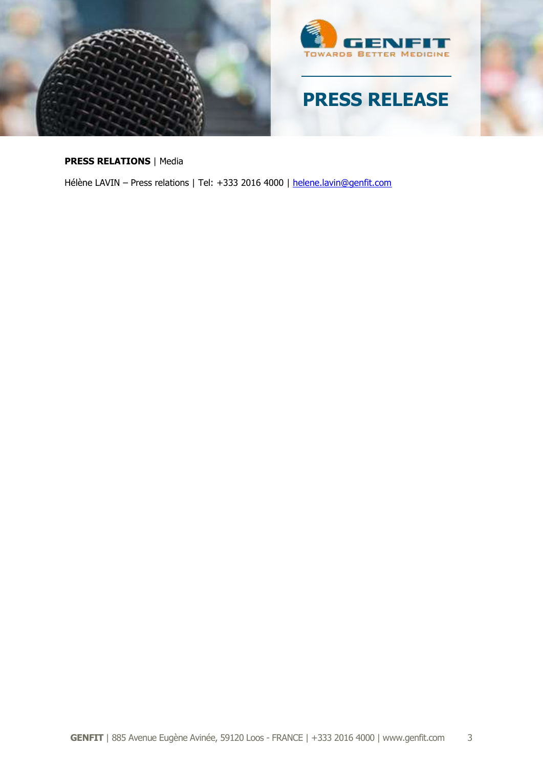**PRESS RELATIONS** | Media

Hélène LAVIN – Press relations | Tel: +333 2016 4000 | helene.lavin@genfit.com